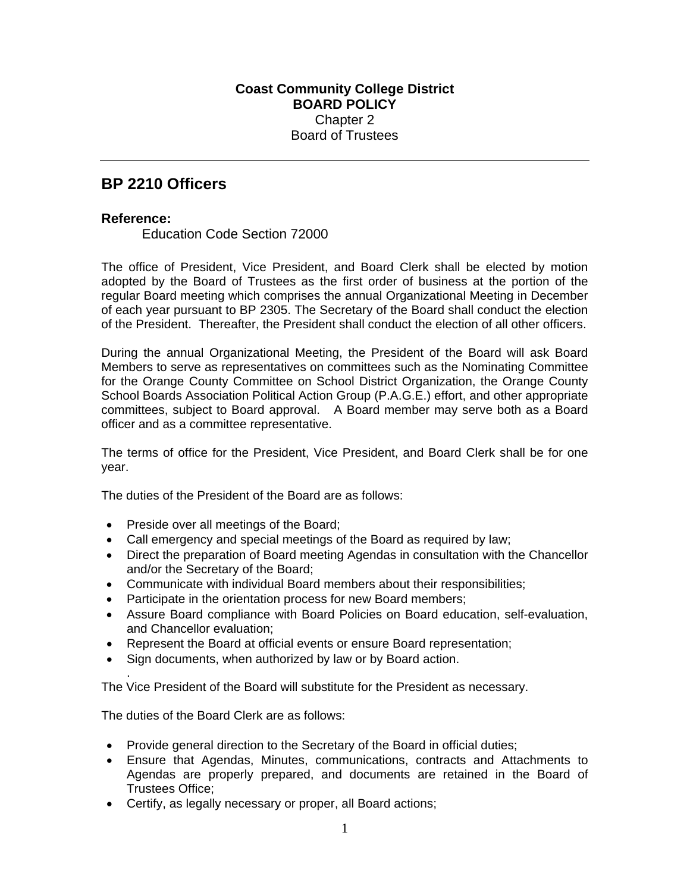**Coast Community College District**
**BOARD POLICY**
Chapter 2
Board of Trustees

---

## BP 2210 Officers

### Reference:

Education Code Section 72000

The office of President, Vice President, and Board Clerk shall be elected by motion adopted by the Board of Trustees as the first order of business at the portion of the regular Board meeting which comprises the annual Organizational Meeting in December of each year pursuant to BP 2305. The Secretary of the Board shall conduct the election of the President. Thereafter, the President shall conduct the election of all other officers.

During the annual Organizational Meeting, the President of the Board will ask Board Members to serve as representatives on committees such as the Nominating Committee for the Orange County Committee on School District Organization, the Orange County School Boards Association Political Action Group (P.A.G.E.) effort, and other appropriate committees, subject to Board approval. A Board member may serve both as a Board officer and as a committee representative.

The terms of office for the President, Vice President, and Board Clerk shall be for one year.

The duties of the President of the Board are as follows:

- Preside over all meetings of the Board;
- Call emergency and special meetings of the Board as required by law;
- Direct the preparation of Board meeting Agendas in consultation with the Chancellor and/or the Secretary of the Board;
- Communicate with individual Board members about their responsibilities;
- Participate in the orientation process for new Board members;
- Assure Board compliance with Board Policies on Board education, self-evaluation, and Chancellor evaluation;
- Represent the Board at official events or ensure Board representation;
- Sign documents, when authorized by law or by Board action.

The Vice President of the Board will substitute for the President as necessary.

The duties of the Board Clerk are as follows:

- Provide general direction to the Secretary of the Board in official duties;
- Ensure that Agendas, Minutes, communications, contracts and Attachments to Agendas are properly prepared, and documents are retained in the Board of Trustees Office;
- Certify, as legally necessary or proper, all Board actions;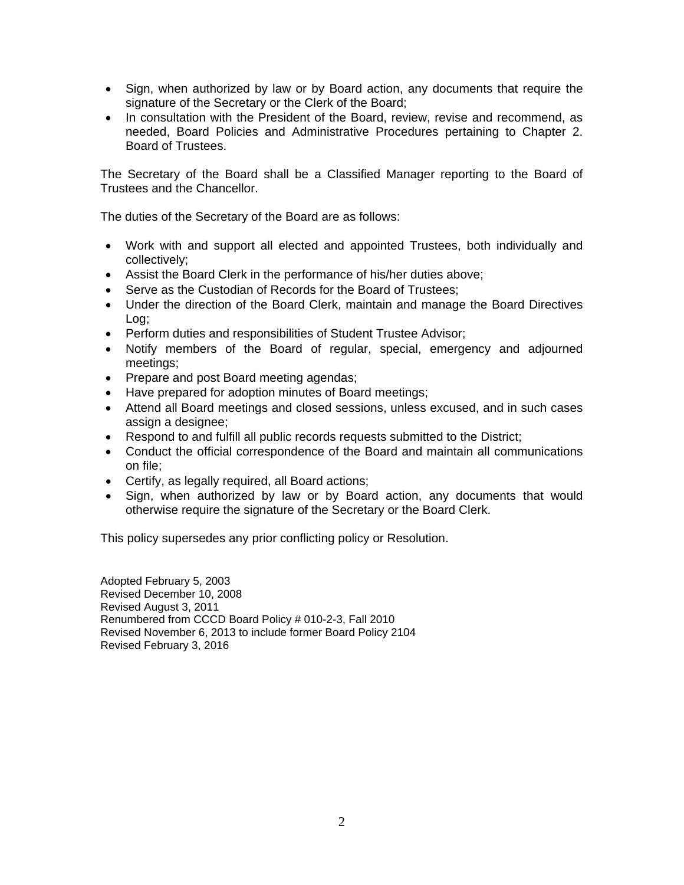- Sign, when authorized by law or by Board action, any documents that require the signature of the Secretary or the Clerk of the Board;
- In consultation with the President of the Board, review, revise and recommend, as needed, Board Policies and Administrative Procedures pertaining to Chapter 2. Board of Trustees.

The Secretary of the Board shall be a Classified Manager reporting to the Board of Trustees and the Chancellor.

The duties of the Secretary of the Board are as follows:

- Work with and support all elected and appointed Trustees, both individually and collectively;
- Assist the Board Clerk in the performance of his/her duties above;
- Serve as the Custodian of Records for the Board of Trustees;
- Under the direction of the Board Clerk, maintain and manage the Board Directives Log;
- Perform duties and responsibilities of Student Trustee Advisor;
- Notify members of the Board of regular, special, emergency and adjourned meetings;
- Prepare and post Board meeting agendas;
- Have prepared for adoption minutes of Board meetings;
- Attend all Board meetings and closed sessions, unless excused, and in such cases assign a designee;
- Respond to and fulfill all public records requests submitted to the District;
- Conduct the official correspondence of the Board and maintain all communications on file;
- Certify, as legally required, all Board actions;
- Sign, when authorized by law or by Board action, any documents that would otherwise require the signature of the Secretary or the Board Clerk.

This policy supersedes any prior conflicting policy or Resolution.

Adopted February 5, 2003
Revised December 10, 2008
Revised August 3, 2011
Renumbered from CCCD Board Policy # 010-2-3, Fall 2010
Revised November 6, 2013 to include former Board Policy 2104
Revised February 3, 2016